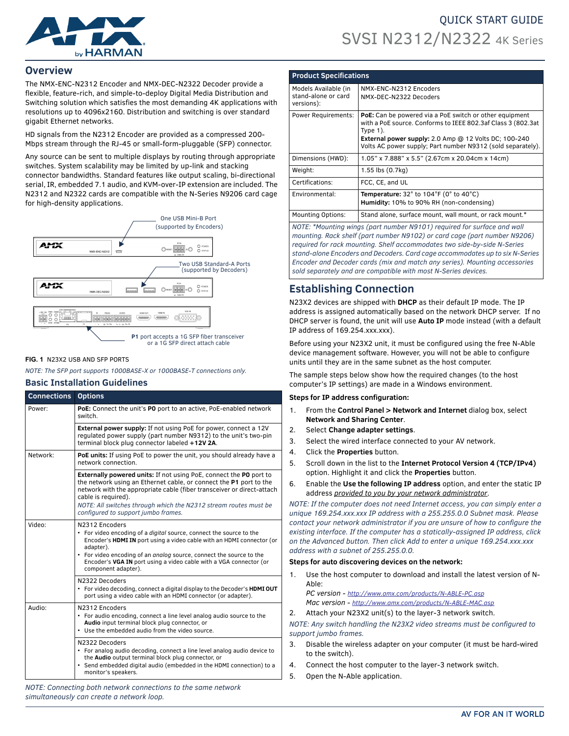QUICK START GUIDE

# SVSI N2312/N2322 4K Series

## Overview

The NMX-ENC-N2312 Encoder and NMX-DEC-N2322 Decoder provide a flexible, feature-rich, and simple-to-deploy Digital Media Distribution and Switching solution which satisfies the most demanding 4K applications with resolutions up to 4096x2160. Distribution and switching is over standard gigabit Ethernet networks.

HD signals from the N2312 Encoder are provided as a compressed 200-Mbps stream through the RJ-45 or small-form-pluggable (SFP) connector.

Any source can be sent to multiple displays by routing through appropriate switches. System scalability may be limited by up-link and stacking connector bandwidths. Standard features like output scaling, bi-directional serial, IR, embedded 7.1 audio, and KVM-over-IP extension are included. The N2312 and N2322 cards are compatible with the N-Series N9206 card cage for high-density applications.

One USB Mini-B Port (supported by Encoders)

Two USB Standard-A Ports (supported by Decoders)

**P1** port accepts a 1G SFP fiber transceiver or a 1G SFP direct attach cable

**FIG. 1** N23X2 USB AND SFP PORTS

*NOTE: The SFP port supports 1000BASE-X or 1000BASE-T connections only.*

### Basic Installation Guidelines

| Connections | Options |
|---|---|
| Power: | **PoE:** Connect the unit's **P0** port to an active, PoE-enabled network switch. |
| | **External power supply:** If not using PoE for power, connect a 12V regulated power supply (part number N9312) to the unit's two-pin terminal block plug connector labeled **+12V 2A**. |
| Network: | **PoE units:** If using PoE to power the unit, you should already have a network connection. |
| | **Externally powered units:** If not using PoE, connect the **P0** port to the network using an Ethernet cable, or connect the **P1** port to the network with the appropriate cable (fiber transceiver or direct-attach cable is required). *NOTE: All switches through which the N2312 stream routes must be configured to support jumbo frames.* |
| Video: | N2312 Encoders • For video encoding of a *digital* source, connect the source to the Encoder's **HDMI IN** port using a video cable with an HDMI connector (or adapter). • For video encoding of an *analog* source, connect the source to the Encoder's **VGA IN** port using a video cable with a VGA connector (or component adapter). |
| | N2322 Decoders • For video decoding, connect a digital display to the Decoder's **HDMI OUT** port using a video cable with an HDMI connector (or adapter). |
| Audio: | N2312 Encoders • For audio encoding, connect a line level analog audio source to the **Audio** input terminal block plug connector, or • Use the embedded audio from the video source. |
| | N2322 Decoders • For analog audio decoding, connect a line level analog audio device to the **Audio** output terminal block plug connector, or • Send embedded digital audio (embedded in the HDMI connection) to a monitor's speakers. |

*NOTE: Connecting both network connections to the same network simultaneously can create a network loop.*

| Product Specifications | |
|---|---|
| Models Available (in stand-alone or card versions): | NMX-ENC-N2312 Encoders NMX-DEC-N2322 Decoders |
| Power Requirements: | **PoE:** Can be powered via a PoE switch or other equipment with a PoE source. Conforms to IEEE 802.3af Class 3 (802.3at Type 1). **External power supply:** 2.0 Amp @ 12 Volts DC; 100-240 Volts AC power supply; Part number N9312 (sold separately). |
| Dimensions (HWD): | 1.05" x 7.888" x 5.5" (2.67cm x 20.04cm x 14cm) |
| Weight: | 1.55 lbs (0.7kg) |
| Certifications: | FCC, CE, and UL |
| Environmental: | **Temperature:** 32° to 104°F (0° to 40°C) **Humidity:** 10% to 90% RH (non-condensing) |
| Mounting Options: | Stand alone, surface mount, wall mount, or rack mount.* |

*NOTE: *Mounting wings (part number N9101) required for surface and wall mounting. Rack shelf (part number N9102) or card cage (part number N9206) required for rack mounting. Shelf accommodates two side-by-side N-Series stand-alone Encoders and Decoders. Card cage accommodates up to six N-Series Encoder and Decoder cards (mix and match any series). Mounting accessories sold separately and are compatible with most N-Series devices.*

## Establishing Connection

N23X2 devices are shipped with **DHCP** as their default IP mode. The IP address is assigned automatically based on the network DHCP server. If no DHCP server is found, the unit will use **Auto IP** mode instead (with a default IP address of 169.254.xxx.xxx).

Before using your N23X2 unit, it must be configured using the free N-Able device management software. However, you will not be able to configure units until they are in the same subnet as the host computer.

The sample steps below show how the required changes (to the host computer's IP settings) are made in a Windows environment.

**Steps for IP address configuration:**

1. From the **Control Panel > Network and Internet** dialog box, select **Network and Sharing Center**.
2. Select **Change adapter settings**.
3. Select the wired interface connected to your AV network.
4. Click the **Properties** button.
5. Scroll down in the list to the **Internet Protocol Version 4 (TCP/IPv4)** option. Highlight it and click the **Properties** button.
6. Enable the **Use the following IP address** option, and enter the static IP address *provided to you by your network administrator*.

*NOTE: If the computer does not need Internet access, you can simply enter a unique 169.254.xxx.xxx IP address with a 255.255.0.0 Subnet mask. Please contact your network administrator if you are unsure of how to configure the existing interface. If the computer has a statically-assigned IP address, click on the Advanced button. Then click Add to enter a unique 169.254.xxx.xxx address with a subnet of 255.255.0.0.*

**Steps for auto discovering devices on the network:**

1. Use the host computer to download and install the latest version of N-Able:
   *PC version - http://www.amx.com/products/N-ABLE-PC.asp*
   *Mac version - http://www.amx.com/products/N-ABLE-MAC.asp*
2. Attach your N23X2 unit(s) to the layer-3 network switch.

*NOTE: Any switch handling the N23X2 video streams must be configured to support jumbo frames.*

3. Disable the wireless adapter on your computer (it must be hard-wired to the switch).
4. Connect the host computer to the layer-3 network switch.
5. Open the N-Able application.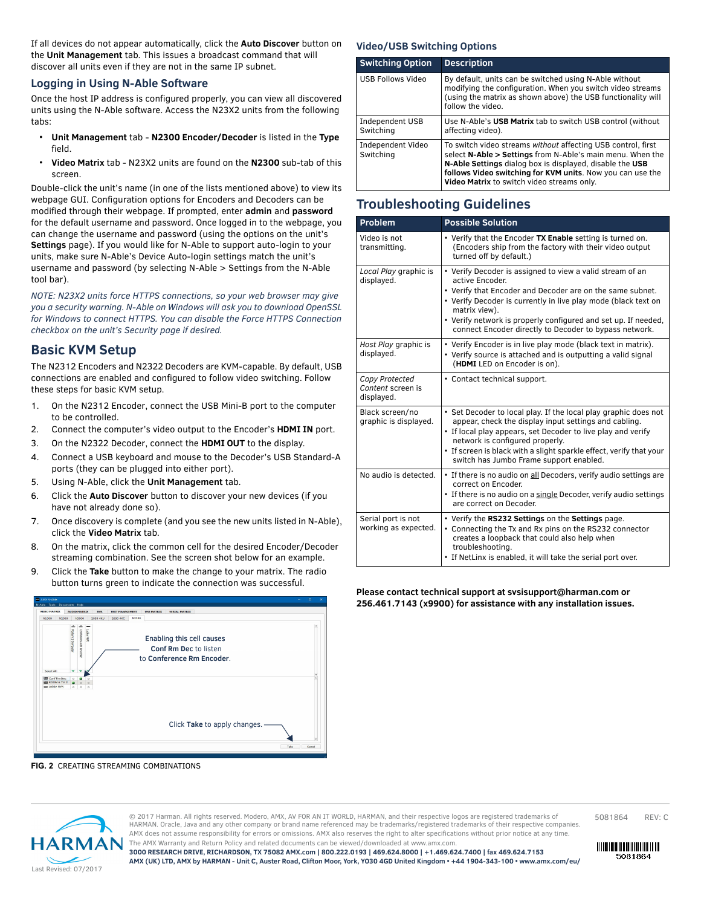If all devices do not appear automatically, click the **Auto Discover** button on the **Unit Management** tab. This issues a broadcast command that will discover all units even if they are not in the same IP subnet.

## Logging in Using N-Able Software

Once the host IP address is configured properly, you can view all discovered units using the N-Able software. Access the N23X2 units from the following tabs:

- **Unit Management** tab - **N2300 Encoder/Decoder** is listed in the **Type** field.
- **Video Matrix** tab - N23X2 units are found on the **N2300** sub-tab of this screen.

Double-click the unit's name (in one of the lists mentioned above) to view its webpage GUI. Configuration options for Encoders and Decoders can be modified through their webpage. If prompted, enter **admin** and **password** for the default username and password. Once logged in to the webpage, you can change the username and password (using the options on the unit's **Settings** page). If you would like for N-Able to support auto-login to your units, make sure N-Able's Device Auto-login settings match the unit's username and password (by selecting N-Able > Settings from the N-Able tool bar).

*NOTE: N23X2 units force HTTPS connections, so your web browser may give you a security warning. N-Able on Windows will ask you to download OpenSSL for Windows to connect HTTPS. You can disable the Force HTTPS Connection checkbox on the unit's Security page if desired.*

## Basic KVM Setup

The N2312 Encoders and N2322 Decoders are KVM-capable. By default, USB connections are enabled and configured to follow video switching. Follow these steps for basic KVM setup.

1. On the N2312 Encoder, connect the USB Mini-B port to the computer to be controlled.
2. Connect the computer's video output to the Encoder's **HDMI IN** port.
3. On the N2322 Decoder, connect the **HDMI OUT** to the display.
4. Connect a USB keyboard and mouse to the Decoder's USB Standard-A ports (they can be plugged into either port).
5. Using N-Able, click the **Unit Management** tab.
6. Click the **Auto Discover** button to discover your new devices (if you have not already done so).
7. Once discovery is complete (and you see the new units listed in N-Able), click the **Video Matrix** tab.
8. On the matrix, click the common cell for the desired Encoder/Decoder streaming combination. See the screen shot below for an example.
9. Click the **Take** button to make the change to your matrix. The radio button turns green to indicate the connection was successful.

Enabling this cell causes **Conf Rm Dec** to listen to **Conference Rm Encoder**.

Click **Take** to apply changes.

**FIG. 2** CREATING STREAMING COMBINATIONS

### Video/USB Switching Options

| Switching Option | Description |
|---|---|
| USB Follows Video | By default, units can be switched using N-Able without modifying the configuration. When you switch video streams (using the matrix as shown above) the USB functionality will follow the video. |
| Independent USB Switching | Use N-Able's **USB Matrix** tab to switch USB control (without affecting video). |
| Independent Video Switching | To switch video streams *without* affecting USB control, first select **N-Able > Settings** from N-Able's main menu. When the **N-Able Settings** dialog box is displayed, disable the **USB follows Video switching for KVM units**. Now you can use the **Video Matrix** to switch video streams only. |

## Troubleshooting Guidelines

| Problem | Possible Solution |
|---|---|
| Video is not transmitting. | • Verify that the Encoder **TX Enable** setting is turned on. (Encoders ship from the factory with their video output turned off by default.) |
| *Local Play* graphic is displayed. | • Verify Decoder is assigned to view a valid stream of an active Encoder.<br>• Verify that Encoder and Decoder are on the same subnet.<br>• Verify Decoder is currently in live play mode (black text on matrix view).<br>• Verify network is properly configured and set up. If needed, connect Encoder directly to Decoder to bypass network. |
| *Host Play* graphic is displayed. | • Verify Encoder is in live play mode (black text in matrix).<br>• Verify source is attached and is outputting a valid signal (**HDMI** LED on Encoder is on). |
| *Copy Protected Content* screen is displayed. | • Contact technical support. |
| Black screen/no graphic is displayed. | • Set Decoder to local play. If the local play graphic does not appear, check the display input settings and cabling.<br>• If local play appears, set Decoder to live play and verify network is configured properly.<br>• If screen is black with a slight sparkle effect, verify that your switch has Jumbo Frame support enabled. |
| No audio is detected. | • If there is no audio on <u>all</u> Decoders, verify audio settings are correct on Encoder.<br>• If there is no audio on a <u>single</u> Decoder, verify audio settings are correct on Decoder. |
| Serial port is not working as expected. | • Verify the **RS232 Settings** on the **Settings** page.<br>• Connecting the Tx and Rx pins on the RS232 connector creates a loopback that could also help when troubleshooting.<br>• If NetLinx is enabled, it will take the serial port over. |

**Please contact technical support at svsisupport@harman.com or 256.461.7143 (x9900) for assistance with any installation issues.**

© 2017 Harman. All rights reserved. Modero, AMX, AV FOR AN IT WORLD, HARMAN, and their respective logos are registered trademarks of HARMAN. Oracle, Java and any other company or brand name referenced may be trademarks/registered trademarks of their respective companies. AMX does not assume responsibility for errors or omissions. AMX also reserves the right to alter specifications without prior notice at any time. The AMX Warranty and Return Policy and related documents can be viewed/downloaded at www.amx.com.

**3000 RESEARCH DRIVE, RICHARDSON, TX 75082 AMX.com | 800.222.0193 | 469.624.8000 | +1.469.624.7400 | fax 469.624.7153**

**AMX (UK) LTD, AMX by HARMAN - Unit C, Auster Road, Clifton Moor, York, YO30 4GD United Kingdom • +44 1904-343-100 • www.amx.com/eu/**

5081864 REV: C

Last Revised: 07/2017